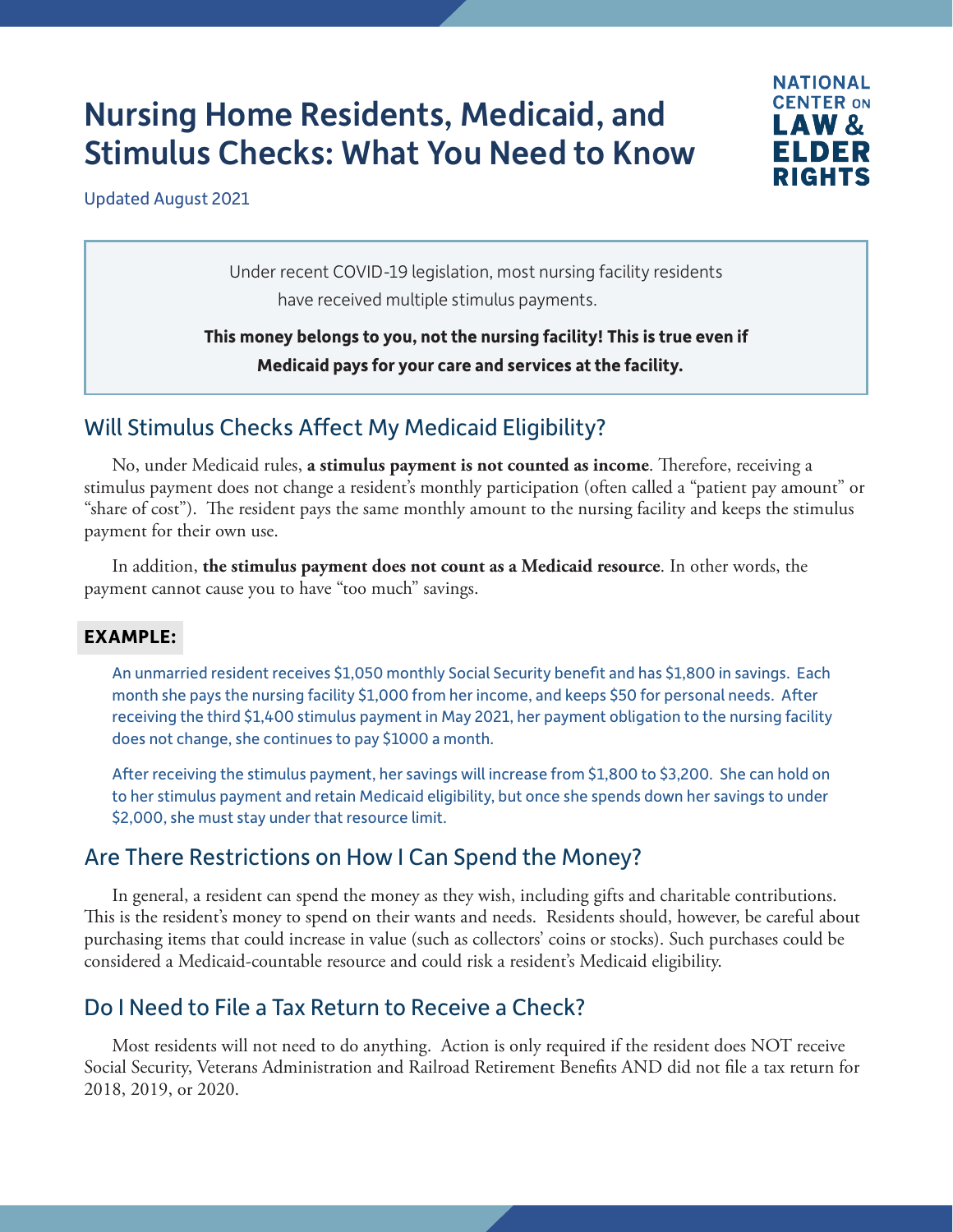# Nursing Home Residents, Medicaid, and Stimulus Checks: What You Need to Know

NATIONAL CENTER ON LAW & ELDER RIGHTS

Updated August 2021

> Under recent COVID-19 legislation, most nursing facility residents have received multiple stimulus payments.
>
> **This money belongs to you, not the nursing facility! This is true even if Medicaid pays for your care and services at the facility.**

## Will Stimulus Checks Affect My Medicaid Eligibility?

No, under Medicaid rules, **a stimulus payment is not counted as income**. Therefore, receiving a stimulus payment does not change a resident's monthly participation (often called a "patient pay amount" or "share of cost"). The resident pays the same monthly amount to the nursing facility and keeps the stimulus payment for their own use.

In addition, **the stimulus payment does not count as a Medicaid resource**. In other words, the payment cannot cause you to have "too much" savings.

**EXAMPLE:**

An unmarried resident receives $1,050 monthly Social Security benefit and has $1,800 in savings. Each month she pays the nursing facility $1,000 from her income, and keeps $50 for personal needs. After receiving the third $1,400 stimulus payment in May 2021, her payment obligation to the nursing facility does not change, she continues to pay $1000 a month.

After receiving the stimulus payment, her savings will increase from $1,800 to $3,200. She can hold on to her stimulus payment and retain Medicaid eligibility, but once she spends down her savings to under $2,000, she must stay under that resource limit.

## Are There Restrictions on How I Can Spend the Money?

In general, a resident can spend the money as they wish, including gifts and charitable contributions. This is the resident's money to spend on their wants and needs. Residents should, however, be careful about purchasing items that could increase in value (such as collectors' coins or stocks). Such purchases could be considered a Medicaid-countable resource and could risk a resident's Medicaid eligibility.

## Do I Need to File a Tax Return to Receive a Check?

Most residents will not need to do anything. Action is only required if the resident does NOT receive Social Security, Veterans Administration and Railroad Retirement Benefits AND did not file a tax return for 2018, 2019, or 2020.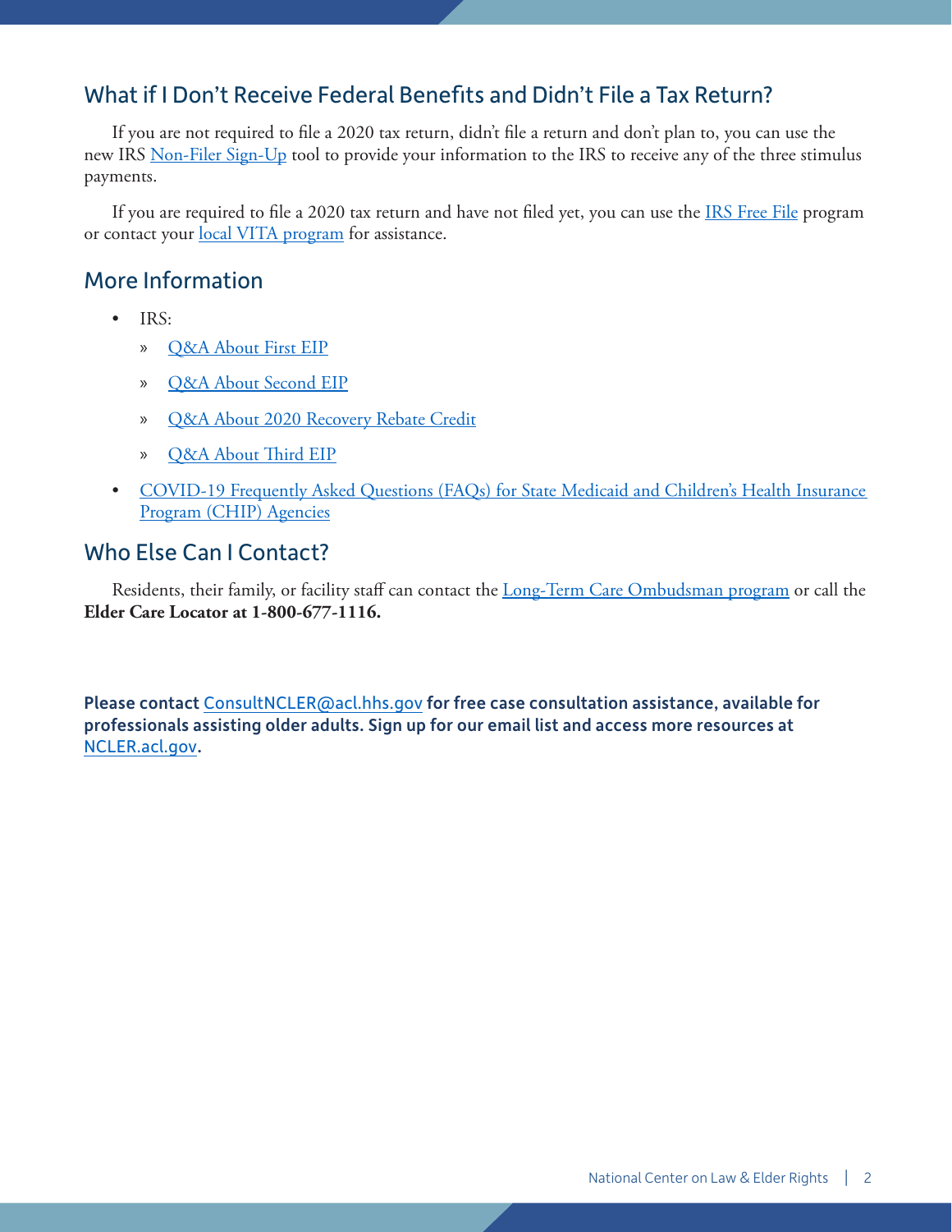## What if I Don't Receive Federal Benefits and Didn't File a Tax Return?

If you are not required to file a 2020 tax return, didn't file a return and don't plan to, you can use the new IRS Non-Filer Sign-Up tool to provide your information to the IRS to receive any of the three stimulus payments.

If you are required to file a 2020 tax return and have not filed yet, you can use the IRS Free File program or contact your local VITA program for assistance.

## More Information

- IRS:
  - Q&A About First EIP
  - Q&A About Second EIP
  - Q&A About 2020 Recovery Rebate Credit
  - Q&A About Third EIP
- COVID-19 Frequently Asked Questions (FAQs) for State Medicaid and Children's Health Insurance Program (CHIP) Agencies

## Who Else Can I Contact?

Residents, their family, or facility staff can contact the Long-Term Care Ombudsman program or call the **Elder Care Locator at 1-800-677-1116.**

**Please contact ConsultNCLER@acl.hhs.gov for free case consultation assistance, available for professionals assisting older adults. Sign up for our email list and access more resources at NCLER.acl.gov.**